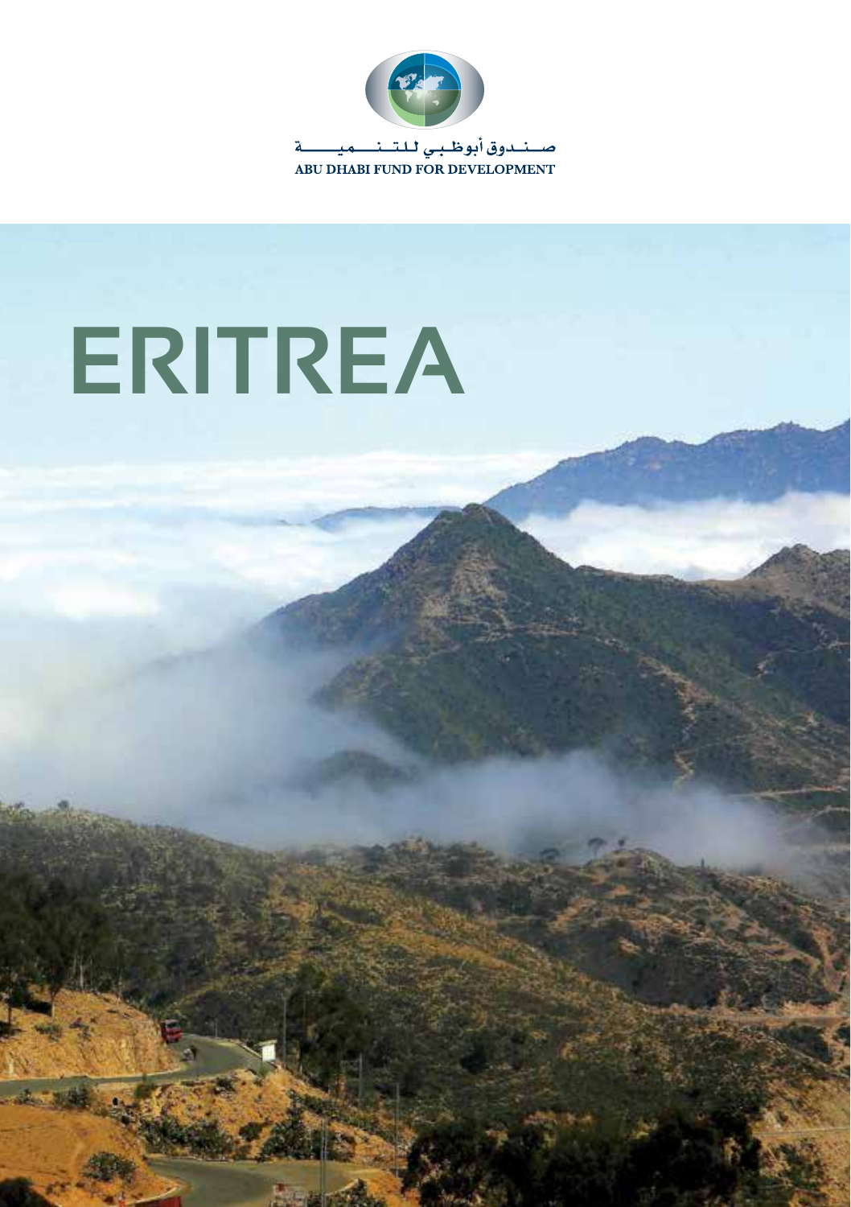صـنـدوق أبوظـبـي لـلـتـنــمـيــة

ABU DHABI FUND FOR DEVELOPMENT

# ERITREA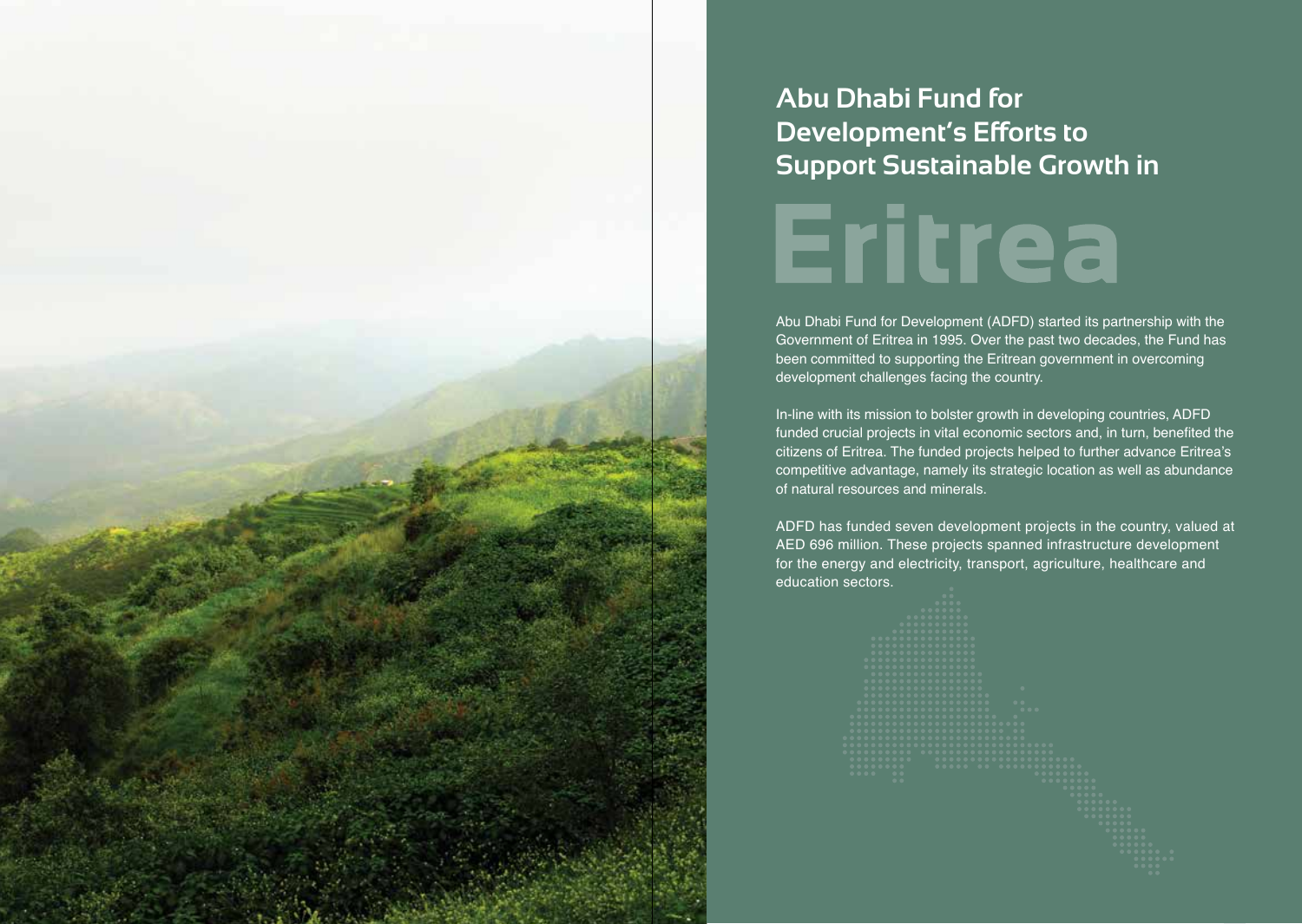# Abu Dhabi Fund for Development's Efforts to Support Sustainable Growth in

# Eritrea

Abu Dhabi Fund for Development (ADFD) started its partnership with the Government of Eritrea in 1995. Over the past two decades, the Fund has been committed to supporting the Eritrean government in overcoming development challenges facing the country.

In-line with its mission to bolster growth in developing countries, ADFD funded crucial projects in vital economic sectors and, in turn, benefited the citizens of Eritrea. The funded projects helped to further advance Eritrea's competitive advantage, namely its strategic location as well as abundance of natural resources and minerals.

ADFD has funded seven development projects in the country, valued at AED 696 million. These projects spanned infrastructure development for the energy and electricity, transport, agriculture, healthcare and education sectors.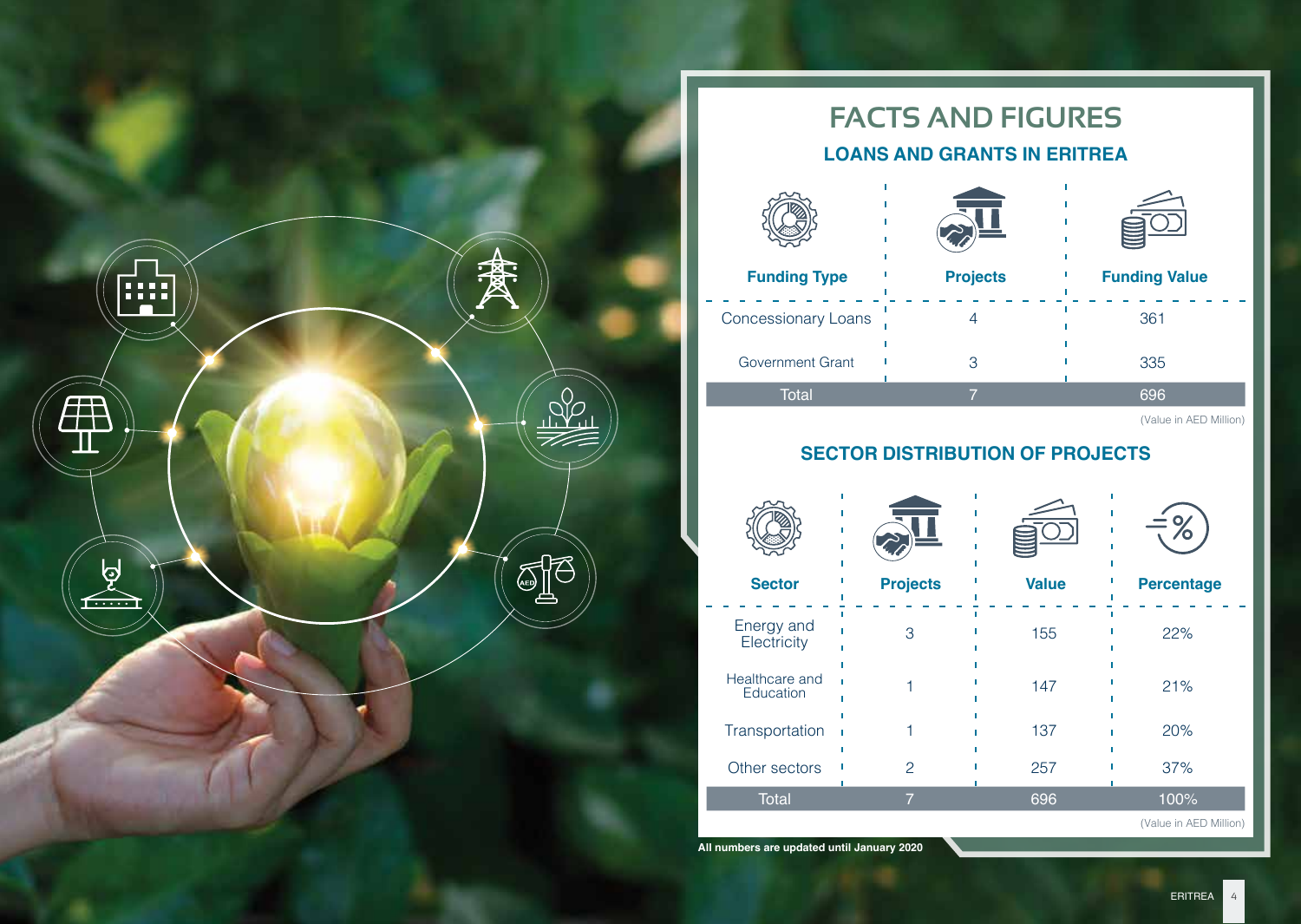# FACTS AND FIGURES

## LOANS AND GRANTS IN ERITREA

| Funding Type | Projects | Funding Value |
|---|---|---|
| Concessionary Loans | 4 | 361 |
| Government Grant | 3 | 335 |
| Total | 7 | 696 |

(Value in AED Million)

## SECTOR DISTRIBUTION OF PROJECTS

| Sector | Projects | Value | Percentage |
|---|---|---|---|
| Energy and Electricity | 3 | 155 | 22% |
| Healthcare and Education | 1 | 147 | 21% |
| Transportation | 1 | 137 | 20% |
| Other sectors | 2 | 257 | 37% |
| Total | 7 | 696 | 100% |

(Value in AED Million)

**All numbers are updated until January 2020**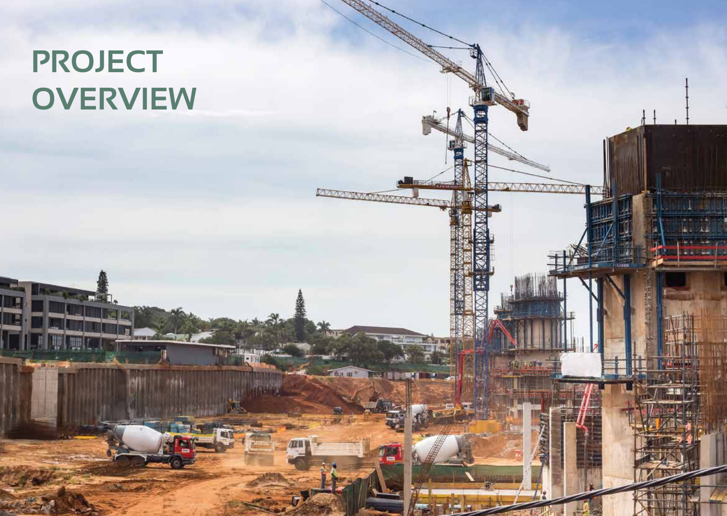# PROJECT OVERVIEW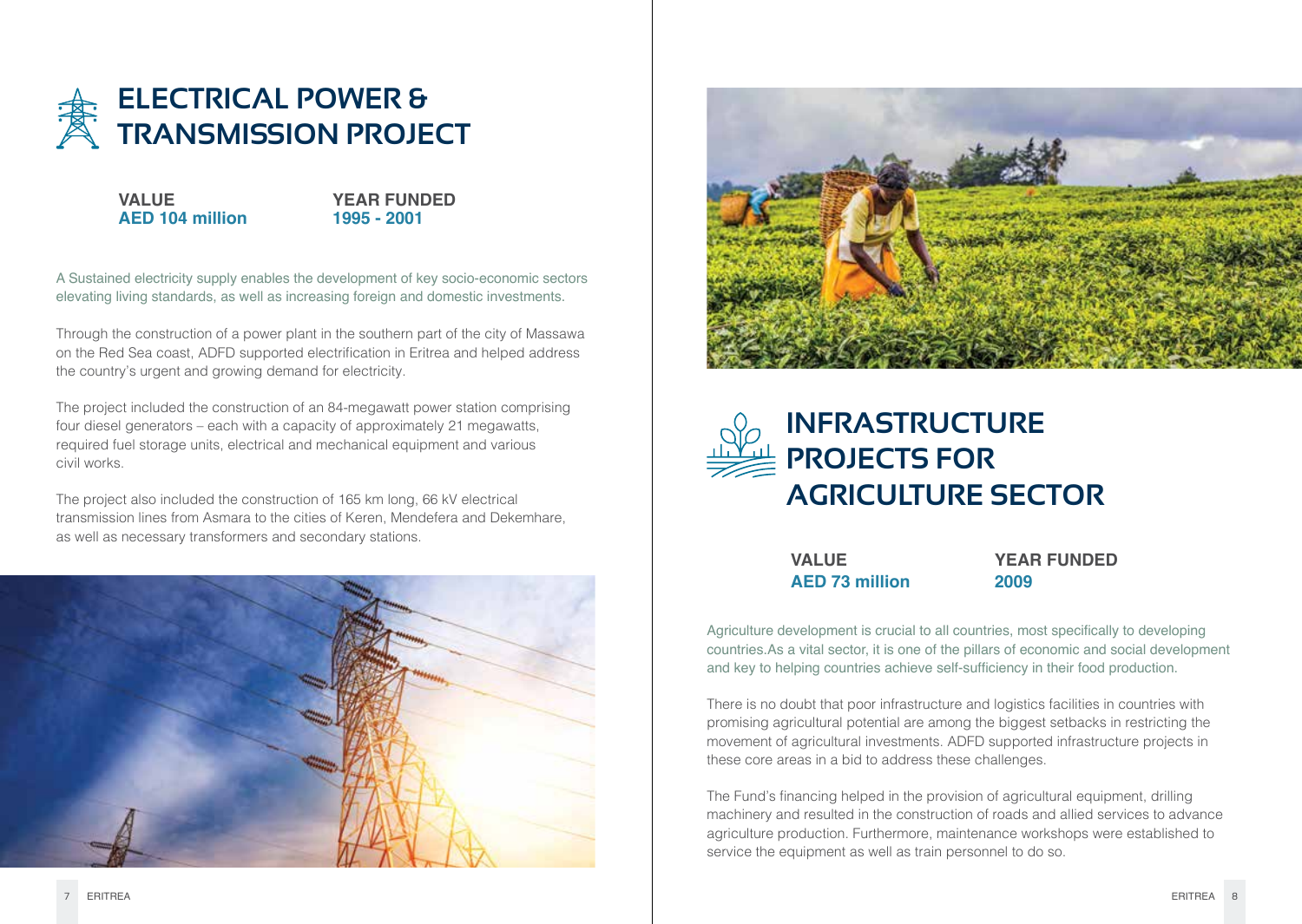# ELECTRICAL POWER & TRANSMISSION PROJECT

**VALUE**
**AED 104 million**

**YEAR FUNDED**
**1995 - 2001**

A Sustained electricity supply enables the development of key socio-economic sectors elevating living standards, as well as increasing foreign and domestic investments.

Through the construction of a power plant in the southern part of the city of Massawa on the Red Sea coast, ADFD supported electrification in Eritrea and helped address the country's urgent and growing demand for electricity.

The project included the construction of an 84-megawatt power station comprising four diesel generators – each with a capacity of approximately 21 megawatts, required fuel storage units, electrical and mechanical equipment and various civil works.

The project also included the construction of 165 km long, 66 kV electrical transmission lines from Asmara to the cities of Keren, Mendefera and Dekemhare, as well as necessary transformers and secondary stations.

# INFRASTRUCTURE PROJECTS FOR AGRICULTURE SECTOR

**VALUE**
**AED 73 million**

**YEAR FUNDED**
**2009**

Agriculture development is crucial to all countries, most specifically to developing countries.As a vital sector, it is one of the pillars of economic and social development and key to helping countries achieve self-sufficiency in their food production.

There is no doubt that poor infrastructure and logistics facilities in countries with promising agricultural potential are among the biggest setbacks in restricting the movement of agricultural investments. ADFD supported infrastructure projects in these core areas in a bid to address these challenges.

The Fund's financing helped in the provision of agricultural equipment, drilling machinery and resulted in the construction of roads and allied services to advance agriculture production. Furthermore, maintenance workshops were established to service the equipment as well as train personnel to do so.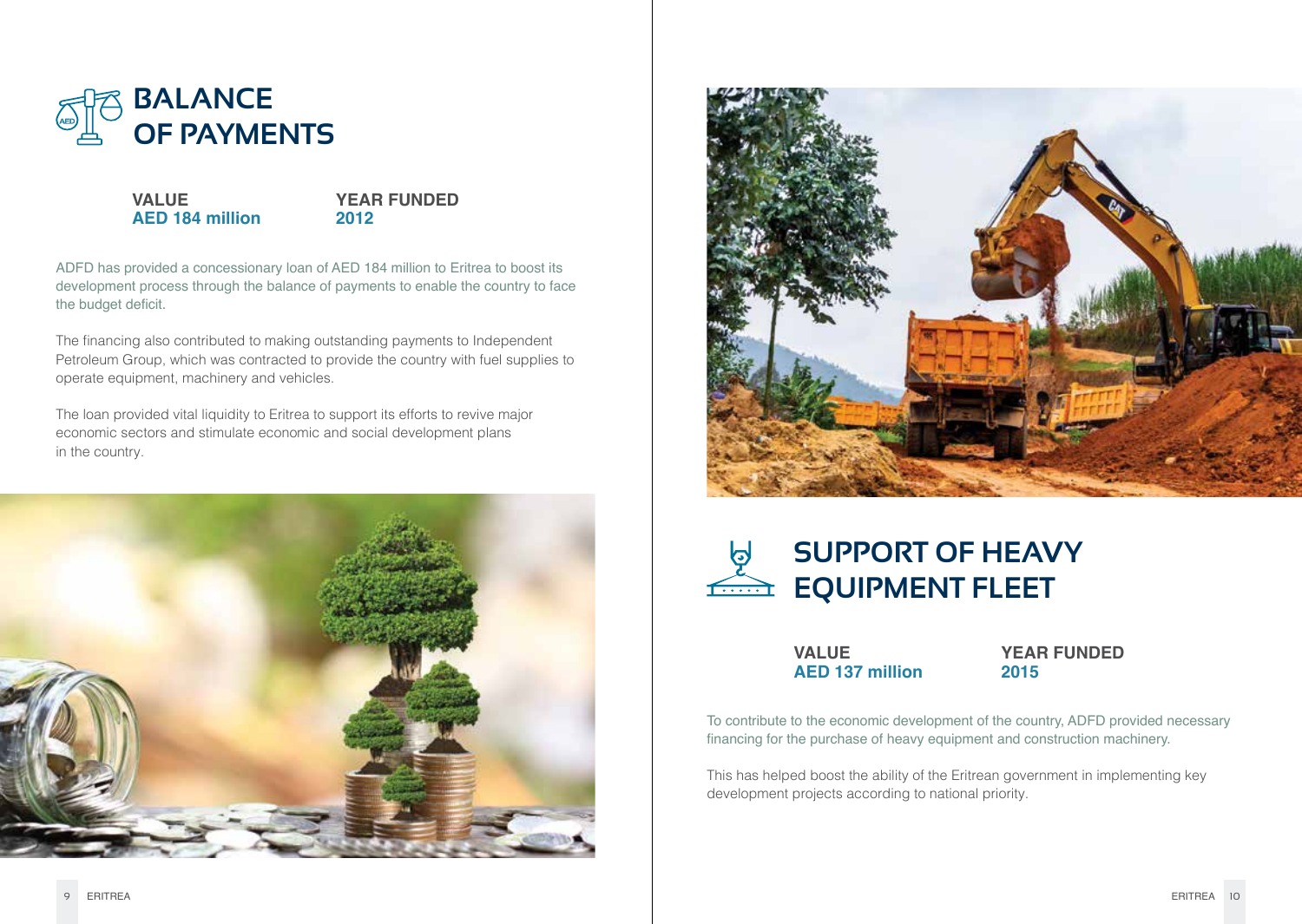# BALANCE OF PAYMENTS

**VALUE**
**AED 184 million**

**YEAR FUNDED**
**2012**

ADFD has provided a concessionary loan of AED 184 million to Eritrea to boost its development process through the balance of payments to enable the country to face the budget deficit.

The financing also contributed to making outstanding payments to Independent Petroleum Group, which was contracted to provide the country with fuel supplies to operate equipment, machinery and vehicles.

The loan provided vital liquidity to Eritrea to support its efforts to revive major economic sectors and stimulate economic and social development plans in the country.

# SUPPORT OF HEAVY EQUIPMENT FLEET

**VALUE**
**AED 137 million**

**YEAR FUNDED**
**2015**

To contribute to the economic development of the country, ADFD provided necessary financing for the purchase of heavy equipment and construction machinery.

This has helped boost the ability of the Eritrean government in implementing key development projects according to national priority.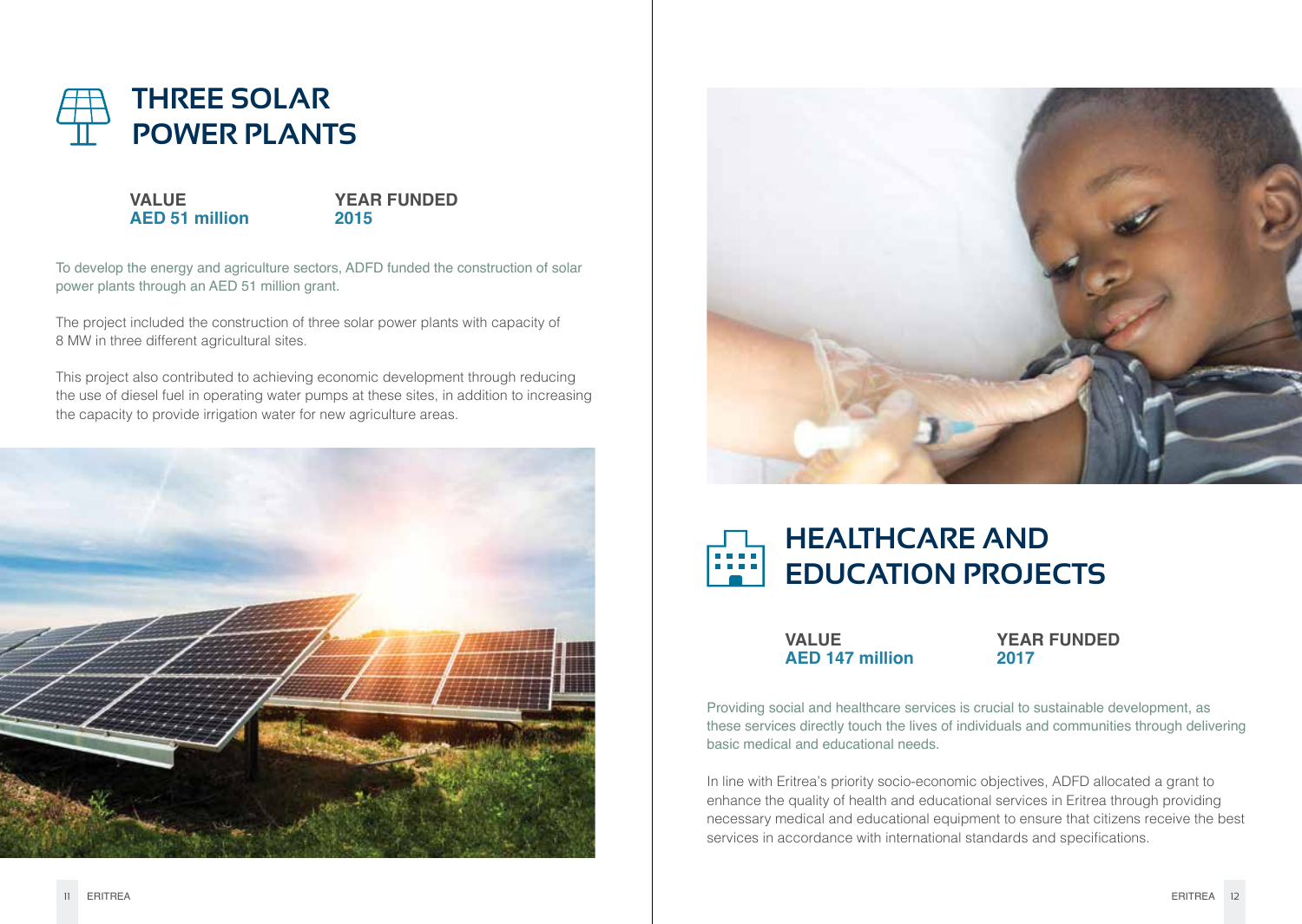## THREE SOLAR POWER PLANTS

**VALUE**
**AED 51 million**

**YEAR FUNDED**
**2015**

To develop the energy and agriculture sectors, ADFD funded the construction of solar power plants through an AED 51 million grant.

The project included the construction of three solar power plants with capacity of 8 MW in three different agricultural sites.

This project also contributed to achieving economic development through reducing the use of diesel fuel in operating water pumps at these sites, in addition to increasing the capacity to provide irrigation water for new agriculture areas.

## HEALTHCARE AND EDUCATION PROJECTS

**VALUE**
**AED 147 million**

**YEAR FUNDED**
**2017**

Providing social and healthcare services is crucial to sustainable development, as these services directly touch the lives of individuals and communities through delivering basic medical and educational needs.

In line with Eritrea's priority socio-economic objectives, ADFD allocated a grant to enhance the quality of health and educational services in Eritrea through providing necessary medical and educational equipment to ensure that citizens receive the best services in accordance with international standards and specifications.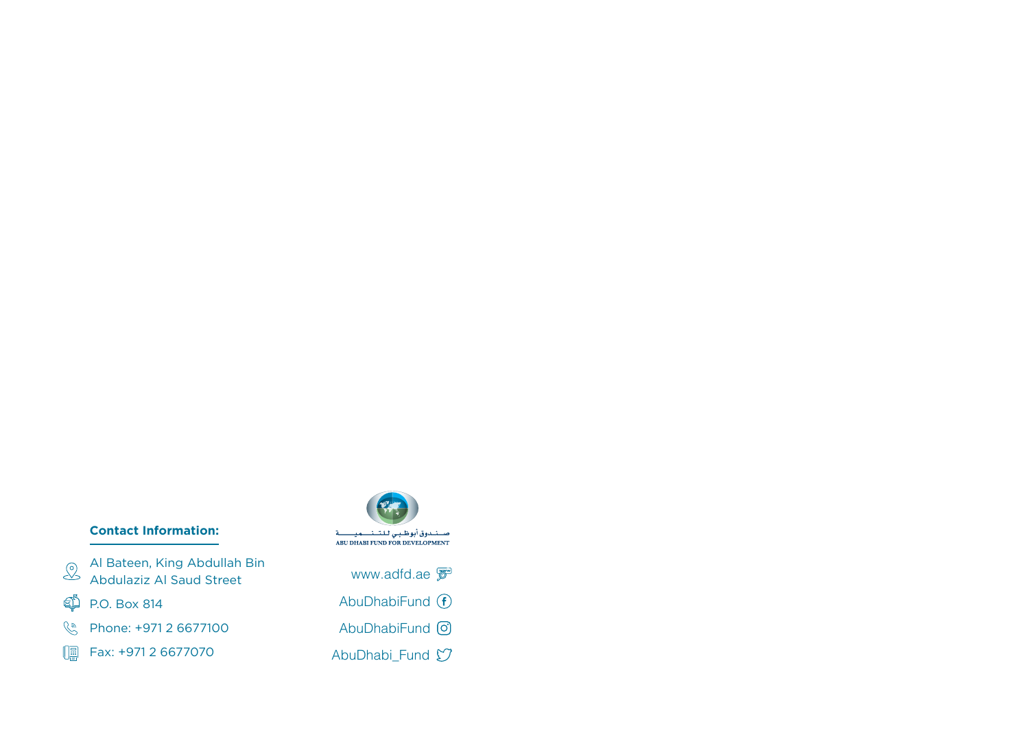**Contact Information:**

Al Bateen, King Abdullah Bin Abdulaziz Al Saud Street

P.O. Box 814

Phone: +971 2 6677100

Fax: +971 2 6677070

صندوق أبوظبي للتنمية

ABU DHABI FUND FOR DEVELOPMENT

www.adfd.ae

AbuDhabiFund

AbuDhabiFund

AbuDhabi_Fund